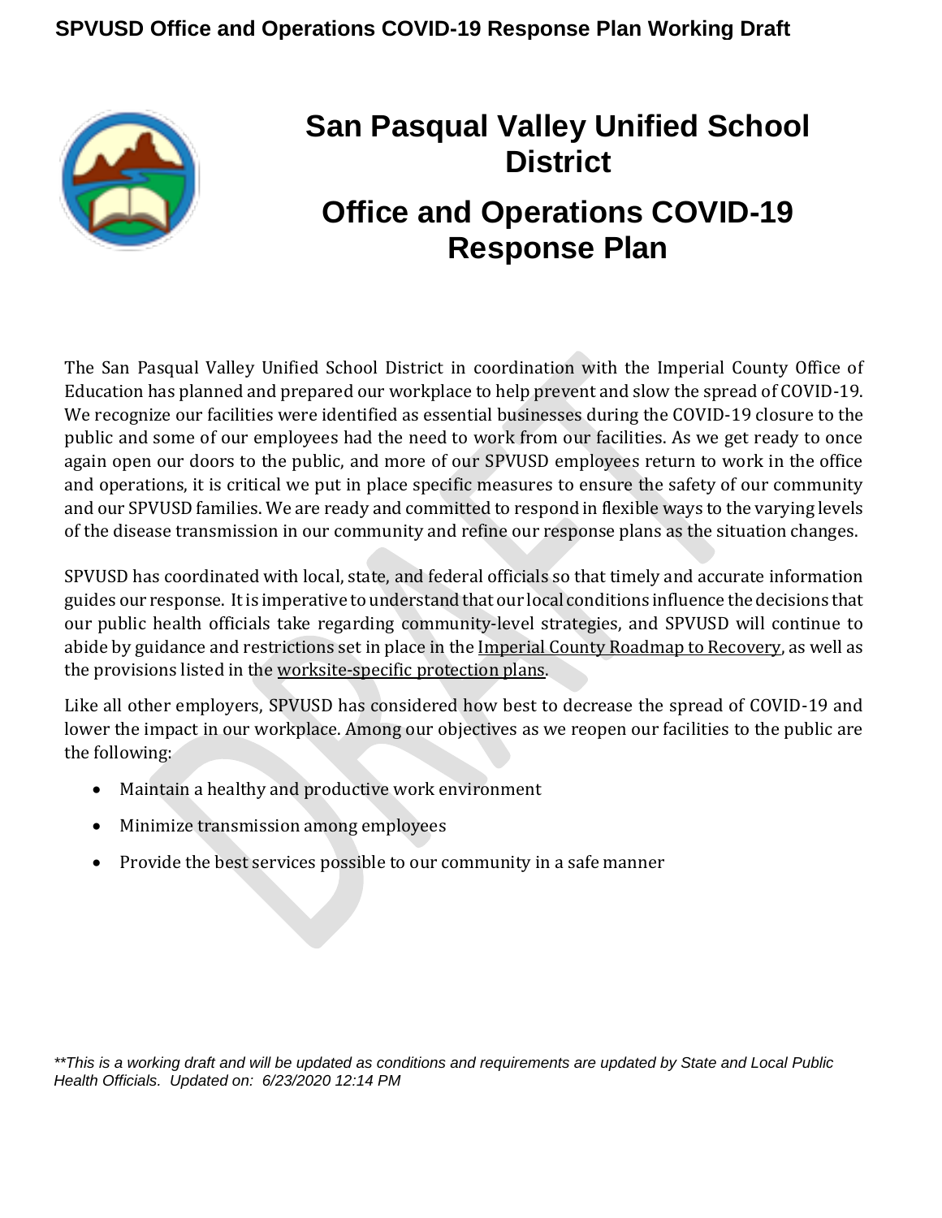# San Pasqual Valley Unified School District

# Office and Operations COVID-19 Response Plan

The San Pasqual Valley Unified School District in coordination with the Imperial County Office of Education has planned and prepared our workplace to help prevent and slow the spread of COVID-19. We recognize our facilities were identified as essential businesses during the COVID-19 closure to the public and some of our employees had the need to work from our facilities. As we get ready to once again open our doors to the public, and more of our SPVUSD employees return to work in the office and operations, it is critical we put in place specific measures to ensure the safety of our community and our SPVUSD families. We are ready and committed to respond in flexible ways to the varying levels of the disease transmission in our community and refine our response plans as the situation changes.

SPVUSD has coordinated with local, state, and federal officials so that timely and accurate information guides our response. It is imperative to understand that our local conditions influence the decisions that our public health officials take regarding community-level strategies, and SPVUSD will continue to abide by guidance and restrictions set in place in the Imperial County Roadmap to Recovery, as well as the provisions listed in the worksite-specific protection plans.

Like all other employers, SPVUSD has considered how best to decrease the spread of COVID-19 and lower the impact in our workplace. Among our objectives as we reopen our facilities to the public are the following:

- Maintain a healthy and productive work environment
- Minimize transmission among employees
- Provide the best services possible to our community in a safe manner

*\*\*This is a working draft and will be updated as conditions and requirements are updated by State and Local Public Health Officials. Updated on: 6/23/2020 12:14 PM*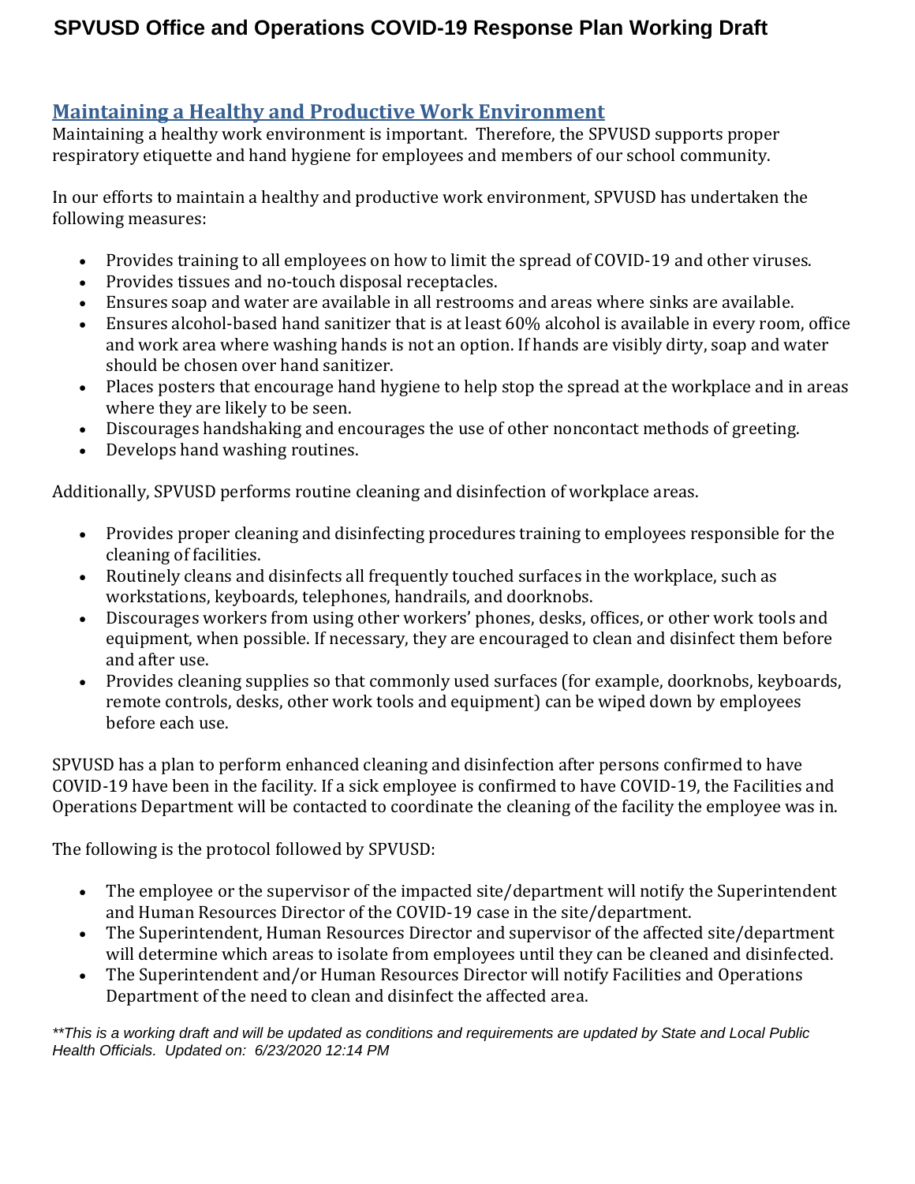## Maintaining a Healthy and Productive Work Environment

Maintaining a healthy work environment is important. Therefore, the SPVUSD supports proper respiratory etiquette and hand hygiene for employees and members of our school community.

In our efforts to maintain a healthy and productive work environment, SPVUSD has undertaken the following measures:

- Provides training to all employees on how to limit the spread of COVID-19 and other viruses.
- Provides tissues and no-touch disposal receptacles.
- Ensures soap and water are available in all restrooms and areas where sinks are available.
- Ensures alcohol-based hand sanitizer that is at least 60% alcohol is available in every room, office and work area where washing hands is not an option. If hands are visibly dirty, soap and water should be chosen over hand sanitizer.
- Places posters that encourage hand hygiene to help stop the spread at the workplace and in areas where they are likely to be seen.
- Discourages handshaking and encourages the use of other noncontact methods of greeting.
- Develops hand washing routines.

Additionally, SPVUSD performs routine cleaning and disinfection of workplace areas.

- Provides proper cleaning and disinfecting procedures training to employees responsible for the cleaning of facilities.
- Routinely cleans and disinfects all frequently touched surfaces in the workplace, such as workstations, keyboards, telephones, handrails, and doorknobs.
- Discourages workers from using other workers' phones, desks, offices, or other work tools and equipment, when possible. If necessary, they are encouraged to clean and disinfect them before and after use.
- Provides cleaning supplies so that commonly used surfaces (for example, doorknobs, keyboards, remote controls, desks, other work tools and equipment) can be wiped down by employees before each use.

SPVUSD has a plan to perform enhanced cleaning and disinfection after persons confirmed to have COVID-19 have been in the facility. If a sick employee is confirmed to have COVID-19, the Facilities and Operations Department will be contacted to coordinate the cleaning of the facility the employee was in.

The following is the protocol followed by SPVUSD:

- The employee or the supervisor of the impacted site/department will notify the Superintendent and Human Resources Director of the COVID-19 case in the site/department.
- The Superintendent, Human Resources Director and supervisor of the affected site/department will determine which areas to isolate from employees until they can be cleaned and disinfected.
- The Superintendent and/or Human Resources Director will notify Facilities and Operations Department of the need to clean and disinfect the affected area.

*\*\*This is a working draft and will be updated as conditions and requirements are updated by State and Local Public Health Officials. Updated on: 6/23/2020 12:14 PM*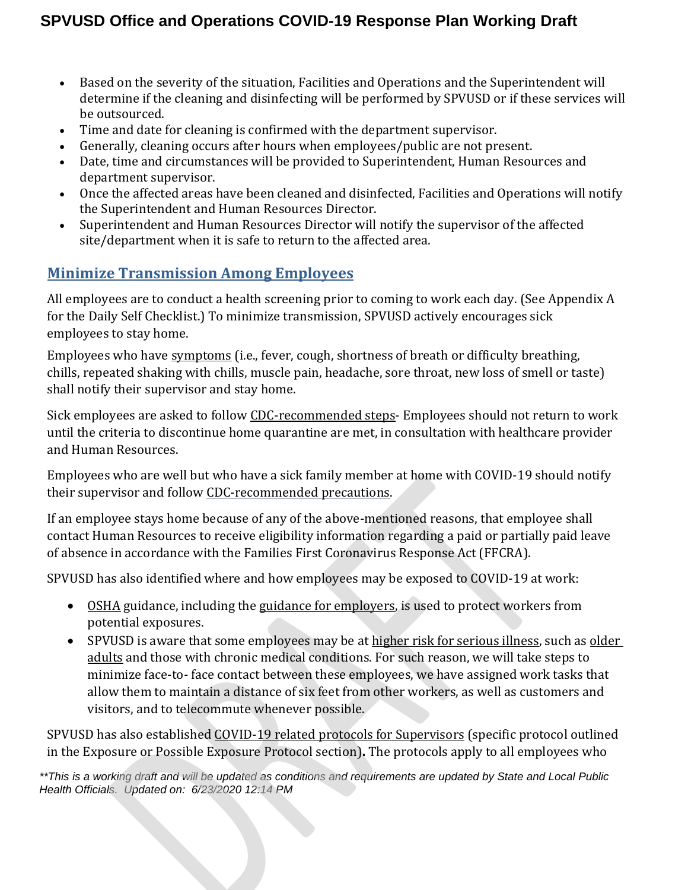- Based on the severity of the situation, Facilities and Operations and the Superintendent will determine if the cleaning and disinfecting will be performed by SPVUSD or if these services will be outsourced.
- Time and date for cleaning is confirmed with the department supervisor.
- Generally, cleaning occurs after hours when employees/public are not present.
- Date, time and circumstances will be provided to Superintendent, Human Resources and department supervisor.
- Once the affected areas have been cleaned and disinfected, Facilities and Operations will notify the Superintendent and Human Resources Director.
- Superintendent and Human Resources Director will notify the supervisor of the affected site/department when it is safe to return to the affected area.

## Minimize Transmission Among Employees

All employees are to conduct a health screening prior to coming to work each day. (See Appendix A for the Daily Self Checklist.) To minimize transmission, SPVUSD actively encourages sick employees to stay home.

Employees who have symptoms (i.e., fever, cough, shortness of breath or difficulty breathing, chills, repeated shaking with chills, muscle pain, headache, sore throat, new loss of smell or taste) shall notify their supervisor and stay home.

Sick employees are asked to follow CDC-recommended steps- Employees should not return to work until the criteria to discontinue home quarantine are met, in consultation with healthcare provider and Human Resources.

Employees who are well but who have a sick family member at home with COVID-19 should notify their supervisor and follow CDC-recommended precautions.

If an employee stays home because of any of the above-mentioned reasons, that employee shall contact Human Resources to receive eligibility information regarding a paid or partially paid leave of absence in accordance with the Families First Coronavirus Response Act (FFCRA).

SPVUSD has also identified where and how employees may be exposed to COVID-19 at work:

- OSHA guidance, including the guidance for employers, is used to protect workers from potential exposures.
- SPVUSD is aware that some employees may be at higher risk for serious illness, such as older adults and those with chronic medical conditions. For such reason, we will take steps to minimize face-to- face contact between these employees, we have assigned work tasks that allow them to maintain a distance of six feet from other workers, as well as customers and visitors, and to telecommute whenever possible.

SPVUSD has also established COVID-19 related protocols for Supervisors (specific protocol outlined in the Exposure or Possible Exposure Protocol section)**.** The protocols apply to all employees who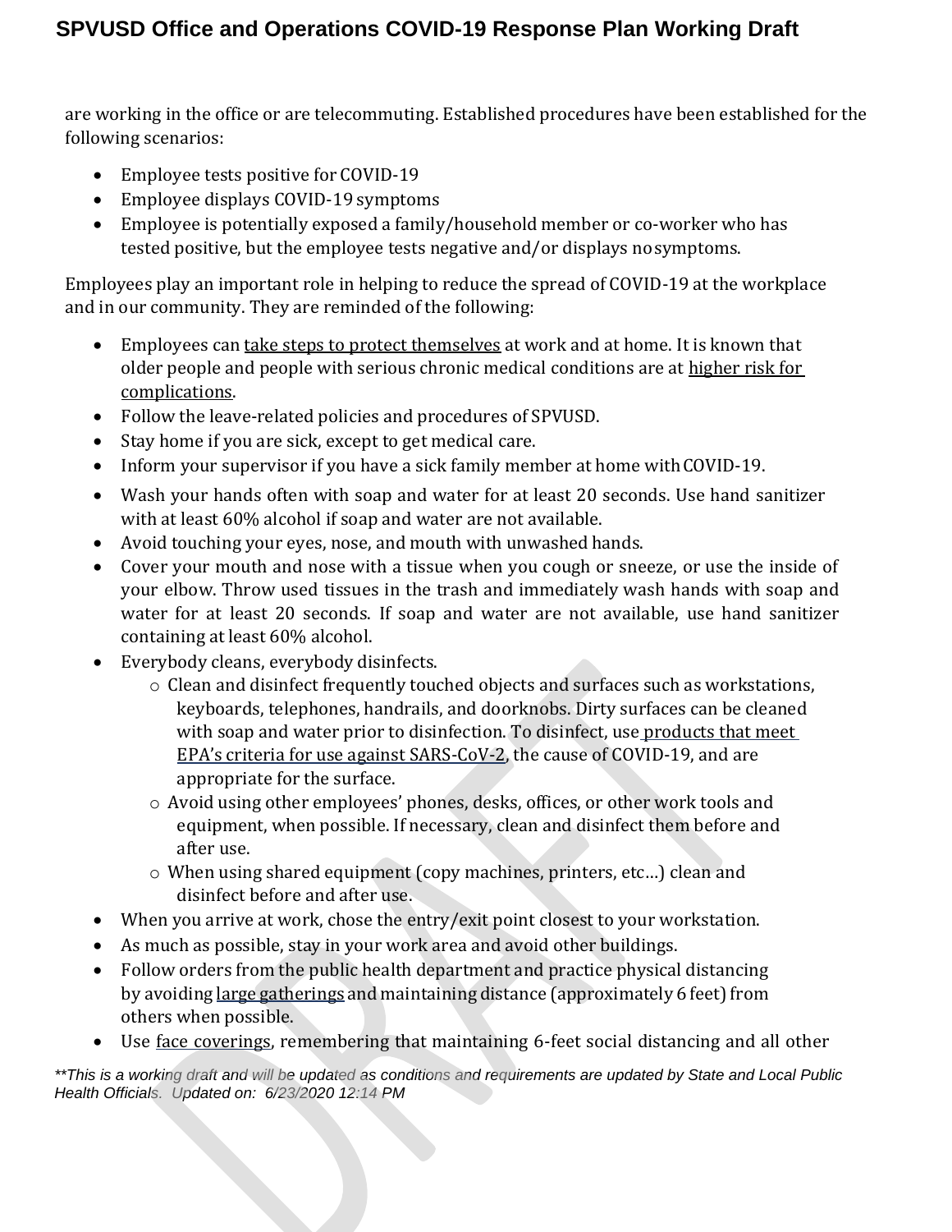are working in the office or are telecommuting. Established procedures have been established for the following scenarios:

- Employee tests positive for COVID-19
- Employee displays COVID-19 symptoms
- Employee is potentially exposed a family/household member or co-worker who has tested positive, but the employee tests negative and/or displays no symptoms.

Employees play an important role in helping to reduce the spread of COVID-19 at the workplace and in our community. They are reminded of the following:

- Employees can take steps to protect themselves at work and at home. It is known that older people and people with serious chronic medical conditions are at higher risk for complications.
- Follow the leave-related policies and procedures of SPVUSD.
- Stay home if you are sick, except to get medical care.
- Inform your supervisor if you have a sick family member at home with COVID-19.
- Wash your hands often with soap and water for at least 20 seconds. Use hand sanitizer with at least 60% alcohol if soap and water are not available.
- Avoid touching your eyes, nose, and mouth with unwashed hands.
- Cover your mouth and nose with a tissue when you cough or sneeze, or use the inside of your elbow. Throw used tissues in the trash and immediately wash hands with soap and water for at least 20 seconds. If soap and water are not available, use hand sanitizer containing at least 60% alcohol.
- Everybody cleans, everybody disinfects.
    - Clean and disinfect frequently touched objects and surfaces such as workstations, keyboards, telephones, handrails, and doorknobs. Dirty surfaces can be cleaned with soap and water prior to disinfection. To disinfect, use products that meet EPA's criteria for use against SARS-CoV-2, the cause of COVID-19, and are appropriate for the surface.
    - Avoid using other employees' phones, desks, offices, or other work tools and equipment, when possible. If necessary, clean and disinfect them before and after use.
    - When using shared equipment (copy machines, printers, etc…) clean and disinfect before and after use.
- When you arrive at work, chose the entry/exit point closest to your workstation.
- As much as possible, stay in your work area and avoid other buildings.
- Follow orders from the public health department and practice physical distancing by avoiding large gatherings and maintaining distance (approximately 6 feet) from others when possible.
- Use face coverings, remembering that maintaining 6-feet social distancing and all other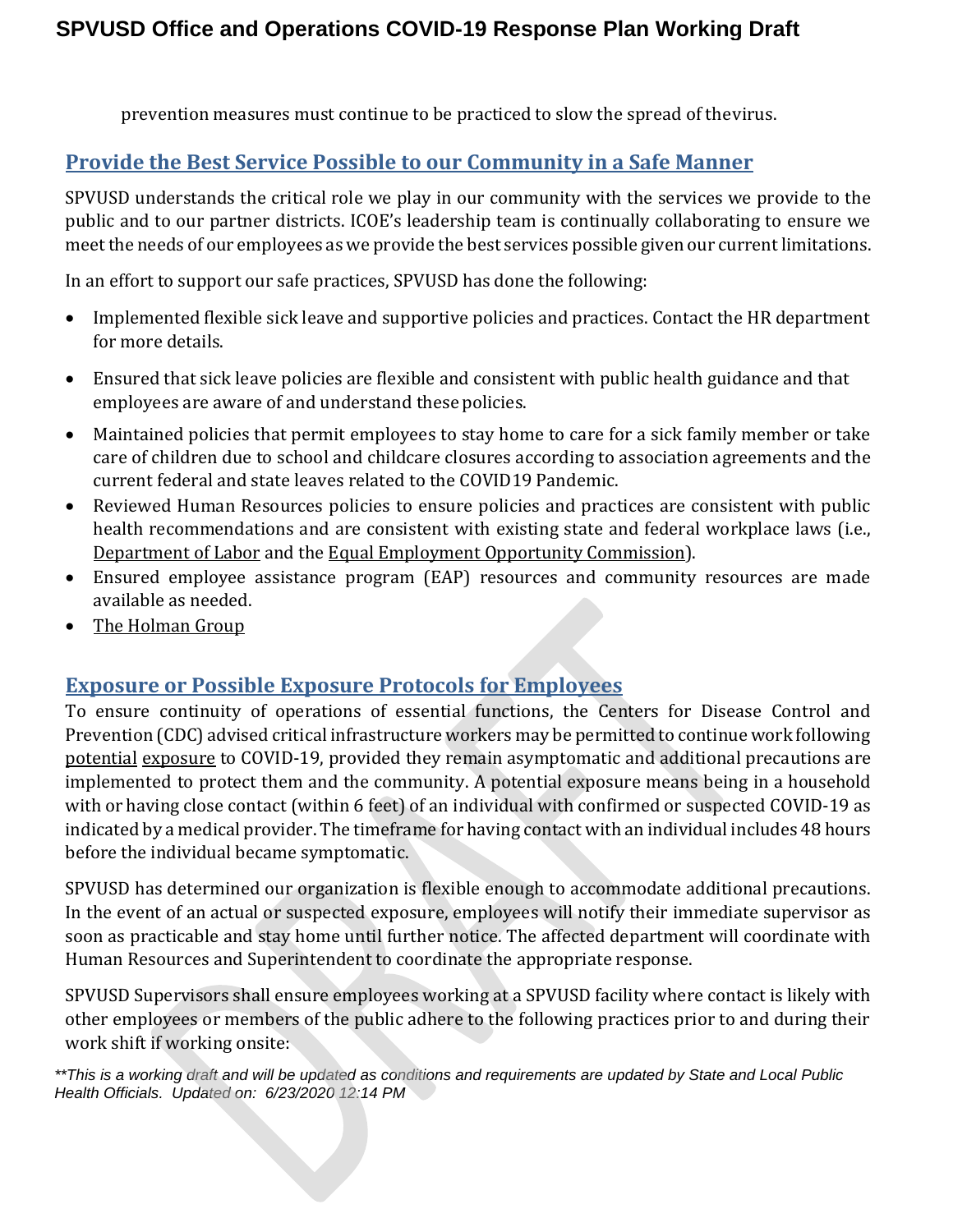prevention measures must continue to be practiced to slow the spread of thevirus.

## Provide the Best Service Possible to our Community in a Safe Manner

SPVUSD understands the critical role we play in our community with the services we provide to the public and to our partner districts. ICOE's leadership team is continually collaborating to ensure we meet the needs of our employees as we provide the best services possible given our current limitations.

In an effort to support our safe practices, SPVUSD has done the following:

- Implemented flexible sick leave and supportive policies and practices. Contact the HR department for more details.
- Ensured that sick leave policies are flexible and consistent with public health guidance and that employees are aware of and understand these policies.
- Maintained policies that permit employees to stay home to care for a sick family member or take care of children due to school and childcare closures according to association agreements and the current federal and state leaves related to the COVID19 Pandemic.
- Reviewed Human Resources policies to ensure policies and practices are consistent with public health recommendations and are consistent with existing state and federal workplace laws (i.e., Department of Labor and the Equal Employment Opportunity Commission).
- Ensured employee assistance program (EAP) resources and community resources are made available as needed.
- The Holman Group

## Exposure or Possible Exposure Protocols for Employees

To ensure continuity of operations of essential functions, the Centers for Disease Control and Prevention (CDC) advised critical infrastructure workers may be permitted to continue work following potential exposure to COVID-19, provided they remain asymptomatic and additional precautions are implemented to protect them and the community. A potential exposure means being in a household with or having close contact (within 6 feet) of an individual with confirmed or suspected COVID-19 as indicated by a medical provider. The timeframe for having contact with an individual includes 48 hours before the individual became symptomatic.

SPVUSD has determined our organization is flexible enough to accommodate additional precautions. In the event of an actual or suspected exposure, employees will notify their immediate supervisor as soon as practicable and stay home until further notice. The affected department will coordinate with Human Resources and Superintendent to coordinate the appropriate response.

SPVUSD Supervisors shall ensure employees working at a SPVUSD facility where contact is likely with other employees or members of the public adhere to the following practices prior to and during their work shift if working onsite: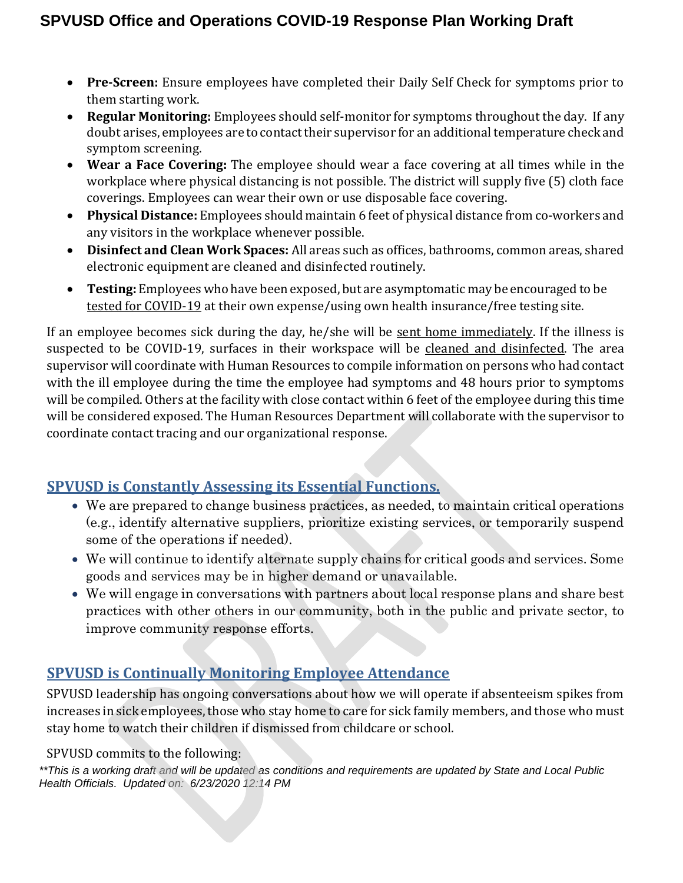- **Pre-Screen:** Ensure employees have completed their Daily Self Check for symptoms prior to them starting work.
- **Regular Monitoring:** Employees should self-monitor for symptoms throughout the day. If any doubt arises, employees are to contact their supervisor for an additional temperature check and symptom screening.
- **Wear a Face Covering:** The employee should wear a face covering at all times while in the workplace where physical distancing is not possible. The district will supply five (5) cloth face coverings. Employees can wear their own or use disposable face covering.
- **Physical Distance:** Employees should maintain 6 feet of physical distance from co-workers and any visitors in the workplace whenever possible.
- **Disinfect and Clean Work Spaces:** All areas such as offices, bathrooms, common areas, shared electronic equipment are cleaned and disinfected routinely.
- **Testing:** Employees who have been exposed, but are asymptomatic may be encouraged to be tested for COVID-19 at their own expense/using own health insurance/free testing site.

If an employee becomes sick during the day, he/she will be sent home immediately. If the illness is suspected to be COVID-19, surfaces in their workspace will be cleaned and disinfected. The area supervisor will coordinate with Human Resources to compile information on persons who had contact with the ill employee during the time the employee had symptoms and 48 hours prior to symptoms will be compiled. Others at the facility with close contact within 6 feet of the employee during this time will be considered exposed. The Human Resources Department will collaborate with the supervisor to coordinate contact tracing and our organizational response.

## SPVUSD is Constantly Assessing its Essential Functions.

- We are prepared to change business practices, as needed, to maintain critical operations (e.g., identify alternative suppliers, prioritize existing services, or temporarily suspend some of the operations if needed).
- We will continue to identify alternate supply chains for critical goods and services. Some goods and services may be in higher demand or unavailable.
- We will engage in conversations with partners about local response plans and share best practices with other others in our community, both in the public and private sector, to improve community response efforts.

## SPVUSD is Continually Monitoring Employee Attendance

SPVUSD leadership has ongoing conversations about how we will operate if absenteeism spikes from increases in sick employees, those who stay home to care for sick family members, and those who must stay home to watch their children if dismissed from childcare or school.

SPVUSD commits to the following: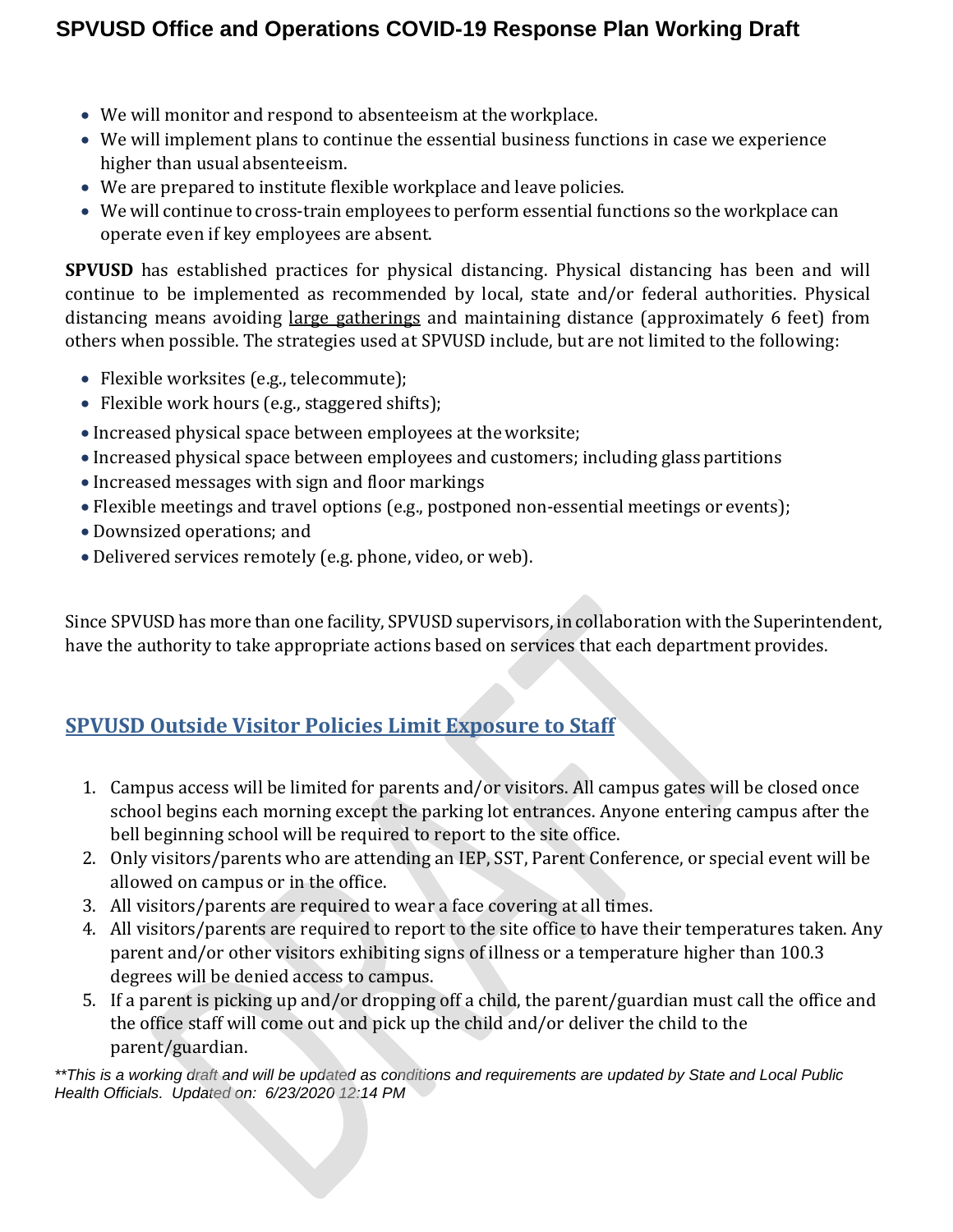- We will monitor and respond to absenteeism at the workplace.
- We will implement plans to continue the essential business functions in case we experience higher than usual absenteeism.
- We are prepared to institute flexible workplace and leave policies.
- We will continue to cross-train employees to perform essential functions so the workplace can operate even if key employees are absent.

**SPVUSD** has established practices for physical distancing. Physical distancing has been and will continue to be implemented as recommended by local, state and/or federal authorities. Physical distancing means avoiding large gatherings and maintaining distance (approximately 6 feet) from others when possible. The strategies used at SPVUSD include, but are not limited to the following:

- Flexible worksites (e.g., telecommute);
- Flexible work hours (e.g., staggered shifts);
- Increased physical space between employees at the worksite;
- Increased physical space between employees and customers; including glass partitions
- Increased messages with sign and floor markings
- Flexible meetings and travel options (e.g., postponed non-essential meetings or events);
- Downsized operations; and
- Delivered services remotely (e.g. phone, video, or web).

Since SPVUSD has more than one facility, SPVUSD supervisors, in collaboration with the Superintendent, have the authority to take appropriate actions based on services that each department provides.

## SPVUSD Outside Visitor Policies Limit Exposure to Staff

1. Campus access will be limited for parents and/or visitors. All campus gates will be closed once school begins each morning except the parking lot entrances. Anyone entering campus after the bell beginning school will be required to report to the site office.
2. Only visitors/parents who are attending an IEP, SST, Parent Conference, or special event will be allowed on campus or in the office.
3. All visitors/parents are required to wear a face covering at all times.
4. All visitors/parents are required to report to the site office to have their temperatures taken. Any parent and/or other visitors exhibiting signs of illness or a temperature higher than 100.3 degrees will be denied access to campus.
5. If a parent is picking up and/or dropping off a child, the parent/guardian must call the office and the office staff will come out and pick up the child and/or deliver the child to the parent/guardian.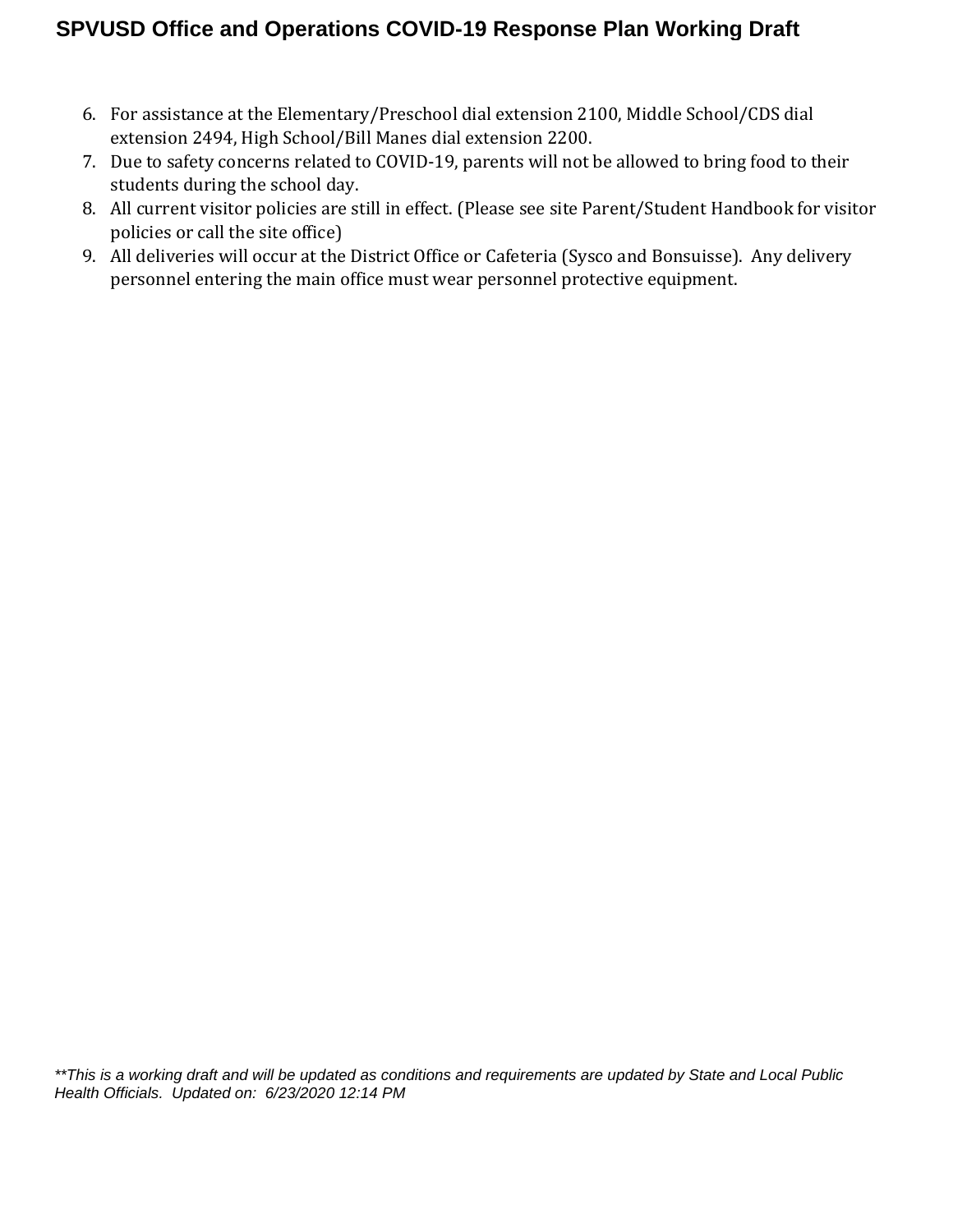6. For assistance at the Elementary/Preschool dial extension 2100, Middle School/CDS dial extension 2494, High School/Bill Manes dial extension 2200.
7. Due to safety concerns related to COVID-19, parents will not be allowed to bring food to their students during the school day.
8. All current visitor policies are still in effect. (Please see site Parent/Student Handbook for visitor policies or call the site office)
9. All deliveries will occur at the District Office or Cafeteria (Sysco and Bonsuisse). Any delivery personnel entering the main office must wear personnel protective equipment.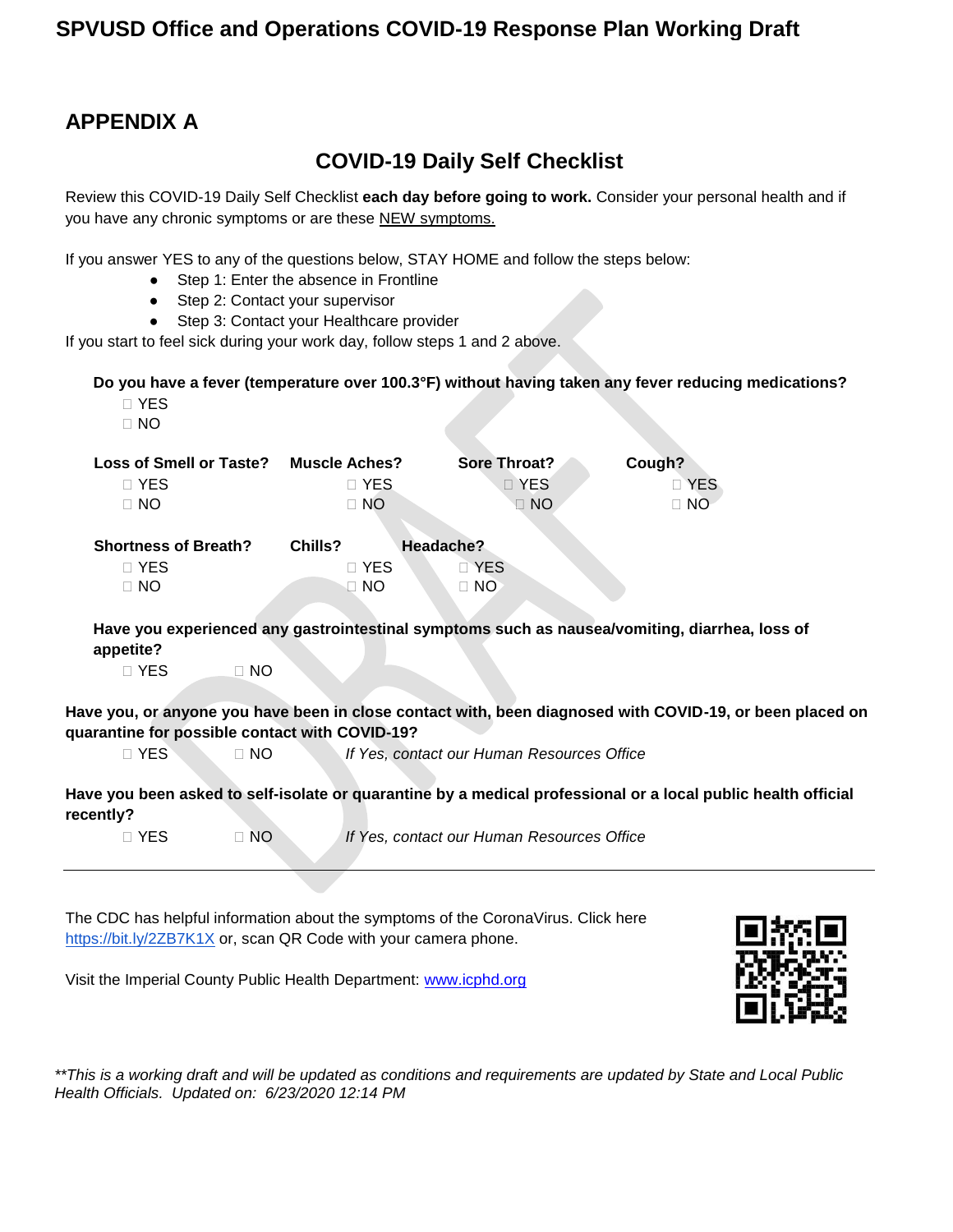## APPENDIX A

### COVID-19 Daily Self Checklist

Review this COVID-19 Daily Self Checklist **each day before going to work.** Consider your personal health and if you have any chronic symptoms or are these NEW symptoms.

If you answer YES to any of the questions below, STAY HOME and follow the steps below:

- Step 1: Enter the absence in Frontline
- Step 2: Contact your supervisor
- Step 3: Contact your Healthcare provider

If you start to feel sick during your work day, follow steps 1 and 2 above.

**Do you have a fever (temperature over 100.3°F) without having taken any fever reducing medications?**

- YES
- NO

| **Loss of Smell or Taste?** | **Muscle Aches?** | **Sore Throat?** | **Cough?** |
|---|---|---|---|
| YES | YES | YES | YES |
| NO | NO | NO | NO |

| **Shortness of Breath?** | **Chills?** | **Headache?** |
|---|---|---|
| YES | YES | YES |
| NO | NO | NO |

**Have you experienced any gastrointestinal symptoms such as nausea/vomiting, diarrhea, loss of appetite?**

YES NO

**Have you, or anyone you have been in close contact with, been diagnosed with COVID-19, or been placed on quarantine for possible contact with COVID-19?**

YES NO *If Yes, contact our Human Resources Office*

**Have you been asked to self-isolate or quarantine by a medical professional or a local public health official recently?**

YES NO *If Yes, contact our Human Resources Office*

---

The CDC has helpful information about the symptoms of the CoronaVirus. Click here https://bit.ly/2ZB7K1X or, scan QR Code with your camera phone.

Visit the Imperial County Public Health Department: www.icphd.org

*\*\*This is a working draft and will be updated as conditions and requirements are updated by State and Local Public Health Officials. Updated on: 6/23/2020 12:14 PM*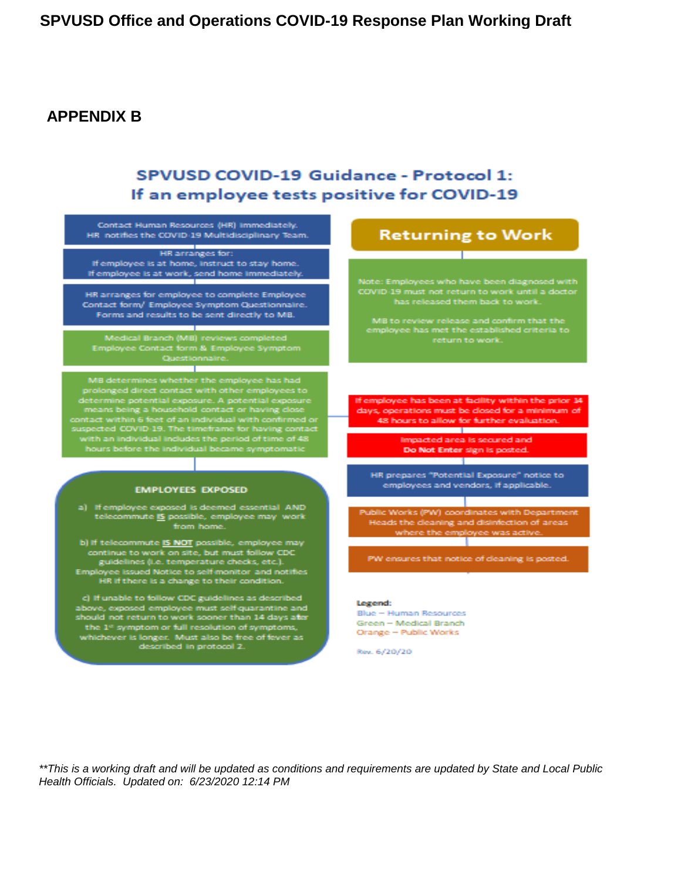## APPENDIX B

### SPVUSD COVID-19 Guidance - Protocol 1: If an employee tests positive for COVID-19

Contact Human Resources (HR) immediately. HR notifies the COVID-19 Multidisciplinary Team.

HR arranges for:
If employee is at home, instruct to stay home.
If employee is at work, send home immediately.

HR arranges for employee to complete Employee Contact form/ Employee Symptom Questionnaire. Forms and results to be sent directly to MB.

Medical Branch (MB) reviews completed Employee Contact form & Employee Symptom Questionnaire.

MB determines whether the employee has had prolonged direct contact with other employees to determine potential exposure. A potential exposure means being a household contact or having close contact within 6 feet of an individual with confirmed or suspected COVID-19. The timeframe for having contact with an individual includes the period of time of 48 hours before the individual became symptomatic

**EMPLOYEES EXPOSED**

a) If employee exposed is deemed essential AND telecommute **IS** possible, employee may work from home.

b) If telecommute **IS NOT** possible, employee may continue to work on site, but must follow CDC guidelines (i.e. temperature checks, etc.). Employee issued Notice to self-monitor and notifies HR if there is a change to their condition.

c) If unable to follow CDC guidelines as described above, exposed employee must self-quarantine and should not return to work sooner than 14 days after the 1st symptom or full resolution of symptoms, whichever is longer. Must also be free of fever as described in protocol 2.

**Returning to Work**

Note: Employees who have been diagnosed with COVID-19 must not return to work until a doctor has released them back to work.

MB to review release and confirm that the employee has met the established criteria to return to work.

If employee has been at facility within the prior 14 days, operations must be closed for a minimum of 48 hours to allow for further evaluation.

Impacted area is secured and **Do Not Enter** sign is posted.

HR prepares "Potential Exposure" notice to employees and vendors, if applicable.

Public Works (PW) coordinates with Department Heads the cleaning and disinfection of areas where the employee was active.

PW ensures that notice of cleaning is posted.

**Legend:**
Blue – Human Resources
Green – Medical Branch
Orange – Public Works

Rev. 6/20/20

*\*\*This is a working draft and will be updated as conditions and requirements are updated by State and Local Public Health Officials. Updated on: 6/23/2020 12:14 PM*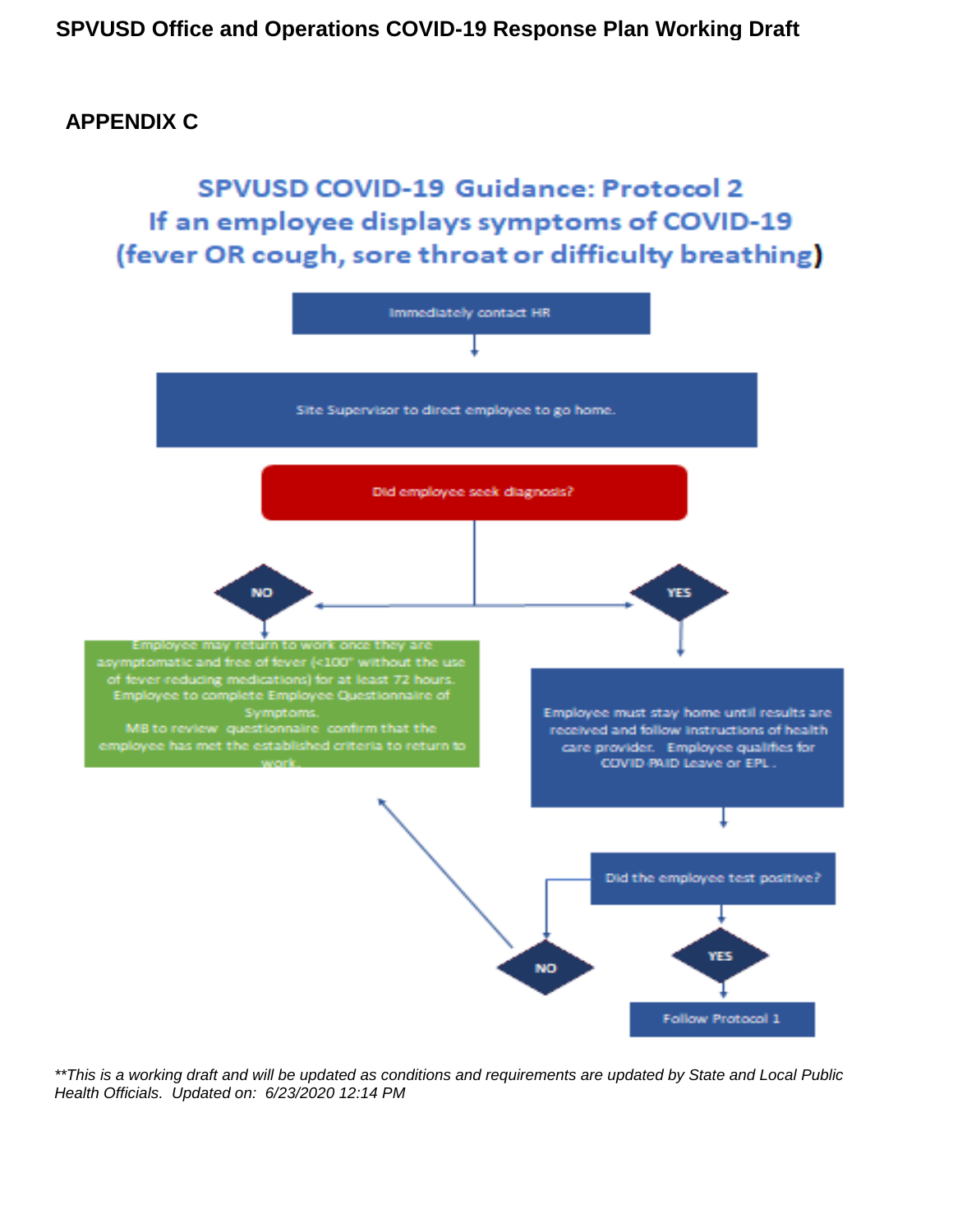## APPENDIX C

### SPVUSD COVID-19 Guidance: Protocol 2
### If an employee displays symptoms of COVID-19 (fever OR cough, sore throat or difficulty breathing)

Immediately contact HR

Site Supervisor to direct employee to go home.

Did employee seek diagnosis?

**NO**

Employee may return to work once they are asymptomatic and free of fever (<100° without the use of fever reducing medications) for at least 72 hours. Employee to complete Employee Questionnaire of Symptoms. MB to review questionnaire confirm that the employee has met the established criteria to return to work.

**YES**

Employee must stay home until results are received and follow instructions of health care provider. Employee qualifies for COVID PAID Leave or EPL.

Did the employee test positive?

**NO** → Employee may return to work once they are asymptomatic and free of fever (see above).

**YES** → Follow Protocol 1

*\*\*This is a working draft and will be updated as conditions and requirements are updated by State and Local Public Health Officials. Updated on: 6/23/2020 12:14 PM*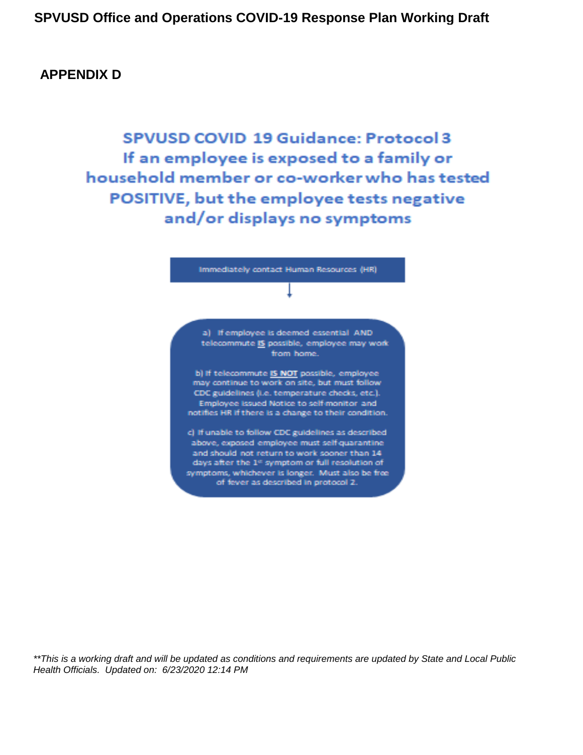## APPENDIX D

# SPVUSD COVID 19 Guidance: Protocol 3 If an employee is exposed to a family or household member or co-worker who has tested POSITIVE, but the employee tests negative and/or displays no symptoms

Immediately contact Human Resources (HR)

↓

a) If employee is deemed essential AND telecommute **IS** possible, employee may work from home.

b) If telecommute **IS NOT** possible, employee may continue to work on site, but must follow CDC guidelines (i.e. temperature checks, etc.). Employee issued Notice to self-monitor and notifies HR if there is a change to their condition.

c) If unable to follow CDC guidelines as described above, exposed employee must self-quarantine and should not return to work sooner than 14 days after the 1st symptom or full resolution of symptoms, whichever is longer. Must also be free of fever as described in protocol 2.

*\*\*This is a working draft and will be updated as conditions and requirements are updated by State and Local Public Health Officials. Updated on: 6/23/2020 12:14 PM*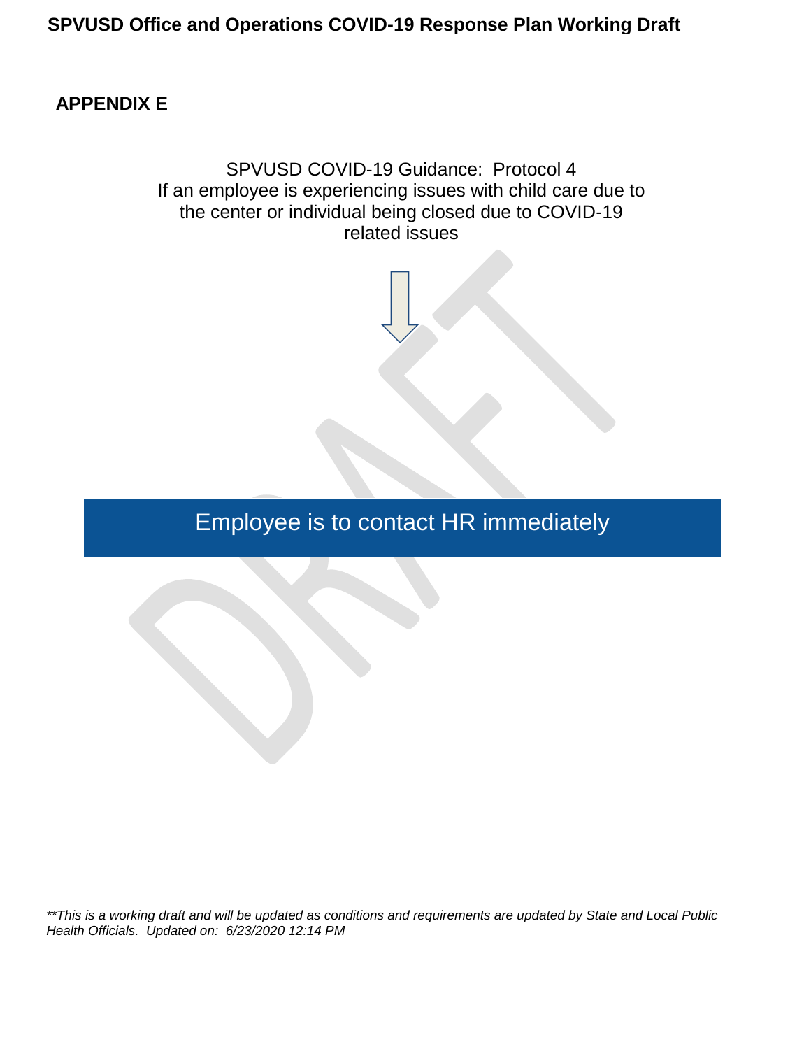## APPENDIX E

SPVUSD COVID-19 Guidance: Protocol 4
If an employee is experiencing issues with child care due to the center or individual being closed due to COVID-19 related issues

↓

**Employee is to contact HR immediately**

*\*\*This is a working draft and will be updated as conditions and requirements are updated by State and Local Public Health Officials. Updated on: 6/23/2020 12:14 PM*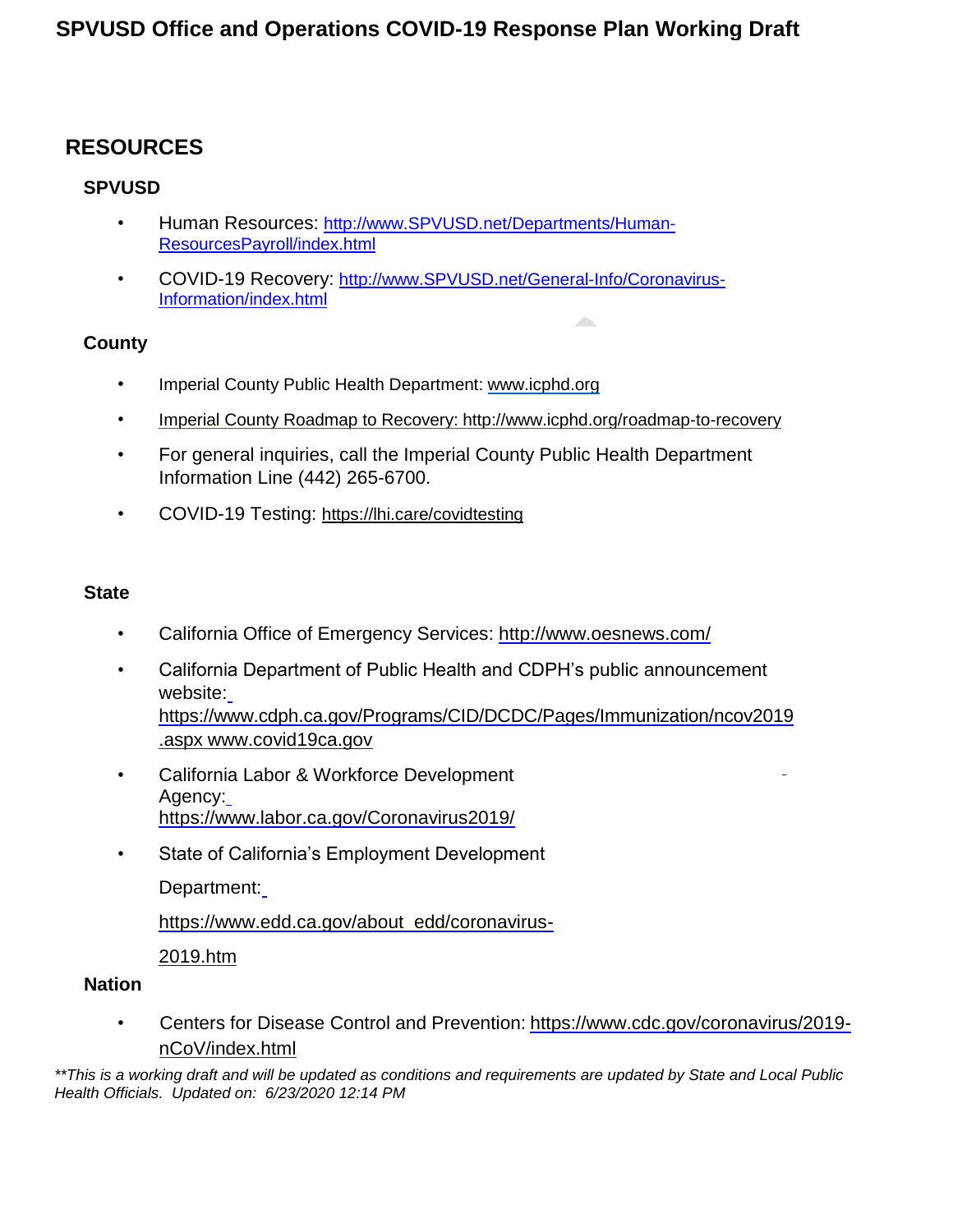## RESOURCES

### SPVUSD

- Human Resources: http://www.SPVUSD.net/Departments/Human-ResourcesPayroll/index.html
- COVID-19 Recovery: http://www.SPVUSD.net/General-Info/Coronavirus-Information/index.html

### County

- Imperial County Public Health Department: www.icphd.org
- Imperial County Roadmap to Recovery: http://www.icphd.org/roadmap-to-recovery
- For general inquiries, call the Imperial County Public Health Department Information Line (442) 265-6700.
- COVID-19 Testing: https://lhi.care/covidtesting

### State

- California Office of Emergency Services: http://www.oesnews.com/
- California Department of Public Health and CDPH's public announcement website: https://www.cdph.ca.gov/Programs/CID/DCDC/Pages/Immunization/ncov2019.aspx www.covid19ca.gov
- California Labor & Workforce Development Agency: https://www.labor.ca.gov/Coronavirus2019/
- State of California's Employment Development Department: https://www.edd.ca.gov/about_edd/coronavirus-2019.htm

### Nation

- Centers for Disease Control and Prevention: https://www.cdc.gov/coronavirus/2019-nCoV/index.html

*\*\*This is a working draft and will be updated as conditions and requirements are updated by State and Local Public Health Officials. Updated on: 6/23/2020 12:14 PM*